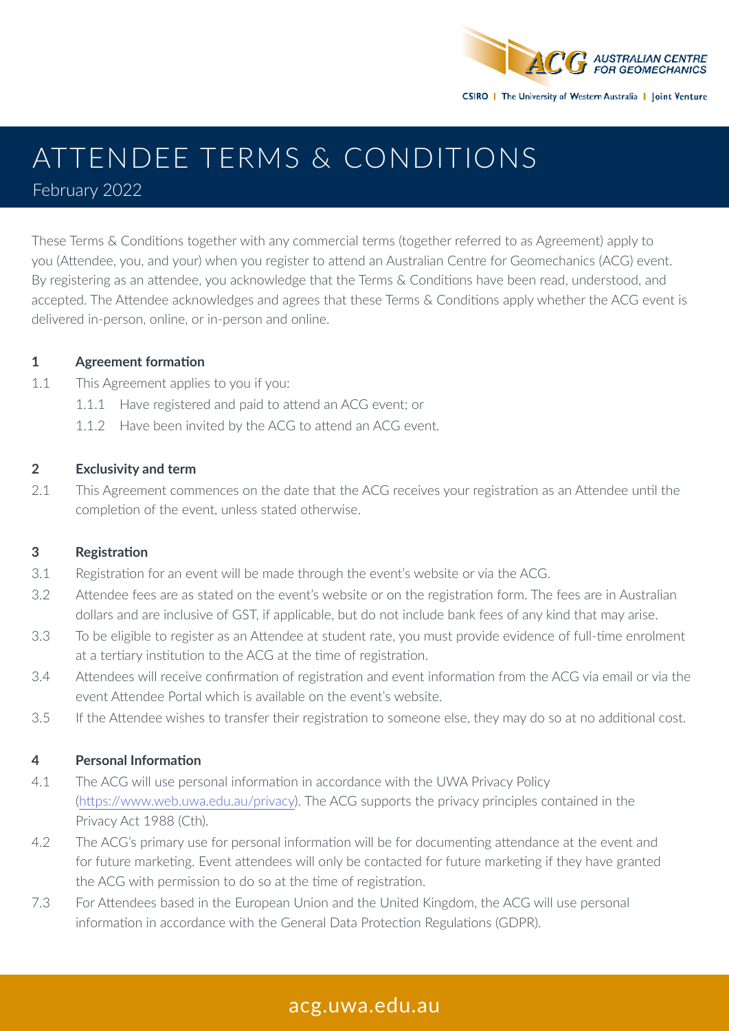# ATTENDEE TERMS & CONDITIONS

February 2022

These Terms & Conditions together with any commercial terms (together referred to as Agreement) apply to you (Attendee, you, and your) when you register to attend an Australian Centre for Geomechanics (ACG) event. By registering as an attendee, you acknowledge that the Terms & Conditions have been read, understood, and accepted. The Attendee acknowledges and agrees that these Terms & Conditions apply whether the ACG event is delivered in-person, online, or in-person and online.

**1 Agreement formation**

1.1 This Agreement applies to you if you:

1.1.1 Have registered and paid to attend an ACG event; or

1.1.2 Have been invited by the ACG to attend an ACG event.

**2 Exclusivity and term**

2.1 This Agreement commences on the date that the ACG receives your registration as an Attendee until the completion of the event, unless stated otherwise.

**3 Registration**

3.1 Registration for an event will be made through the event's website or via the ACG.

3.2 Attendee fees are as stated on the event's website or on the registration form. The fees are in Australian dollars and are inclusive of GST, if applicable, but do not include bank fees of any kind that may arise.

3.3 To be eligible to register as an Attendee at student rate, you must provide evidence of full-time enrolment at a tertiary institution to the ACG at the time of registration.

3.4 Attendees will receive confirmation of registration and event information from the ACG via email or via the event Attendee Portal which is available on the event's website.

3.5 If the Attendee wishes to transfer their registration to someone else, they may do so at no additional cost.

**4 Personal Information**

4.1 The ACG will use personal information in accordance with the UWA Privacy Policy (https://www.web.uwa.edu.au/privacy). The ACG supports the privacy principles contained in the Privacy Act 1988 (Cth).

4.2 The ACG's primary use for personal information will be for documenting attendance at the event and for future marketing. Event attendees will only be contacted for future marketing if they have granted the ACG with permission to do so at the time of registration.

7.3 For Attendees based in the European Union and the United Kingdom, the ACG will use personal information in accordance with the General Data Protection Regulations (GDPR).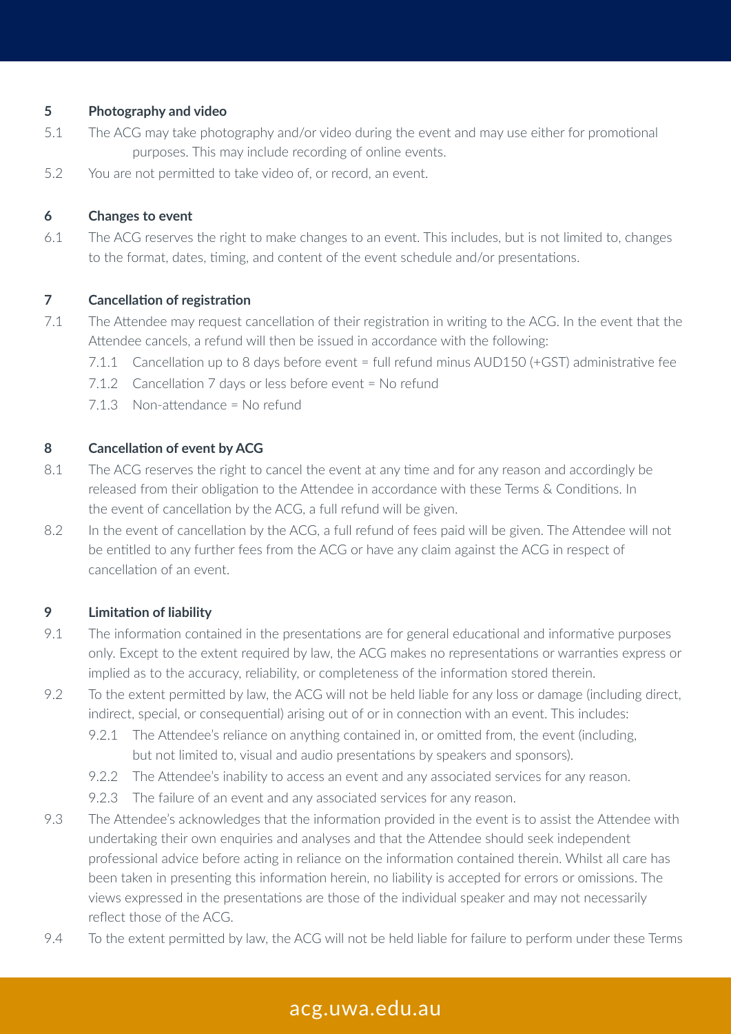### 5 Photography and video

5.1 The ACG may take photography and/or video during the event and may use either for promotional purposes. This may include recording of online events.

5.2 You are not permitted to take video of, or record, an event.

### 6 Changes to event

6.1 The ACG reserves the right to make changes to an event. This includes, but is not limited to, changes to the format, dates, timing, and content of the event schedule and/or presentations.

### 7 Cancellation of registration

7.1 The Attendee may request cancellation of their registration in writing to the ACG. In the event that the Attendee cancels, a refund will then be issued in accordance with the following:

- 7.1.1 Cancellation up to 8 days before event = full refund minus AUD150 (+GST) administrative fee
- 7.1.2 Cancellation 7 days or less before event = No refund
- 7.1.3 Non-attendance = No refund

### 8 Cancellation of event by ACG

8.1 The ACG reserves the right to cancel the event at any time and for any reason and accordingly be released from their obligation to the Attendee in accordance with these Terms & Conditions. In the event of cancellation by the ACG, a full refund will be given.

8.2 In the event of cancellation by the ACG, a full refund of fees paid will be given. The Attendee will not be entitled to any further fees from the ACG or have any claim against the ACG in respect of cancellation of an event.

### 9 Limitation of liability

9.1 The information contained in the presentations are for general educational and informative purposes only. Except to the extent required by law, the ACG makes no representations or warranties express or implied as to the accuracy, reliability, or completeness of the information stored therein.

9.2 To the extent permitted by law, the ACG will not be held liable for any loss or damage (including direct, indirect, special, or consequential) arising out of or in connection with an event. This includes:

- 9.2.1 The Attendee's reliance on anything contained in, or omitted from, the event (including, but not limited to, visual and audio presentations by speakers and sponsors).
- 9.2.2 The Attendee's inability to access an event and any associated services for any reason.
- 9.2.3 The failure of an event and any associated services for any reason.

9.3 The Attendee's acknowledges that the information provided in the event is to assist the Attendee with undertaking their own enquiries and analyses and that the Attendee should seek independent professional advice before acting in reliance on the information contained therein. Whilst all care has been taken in presenting this information herein, no liability is accepted for errors or omissions. The views expressed in the presentations are those of the individual speaker and may not necessarily reflect those of the ACG.

9.4 To the extent permitted by law, the ACG will not be held liable for failure to perform under these Terms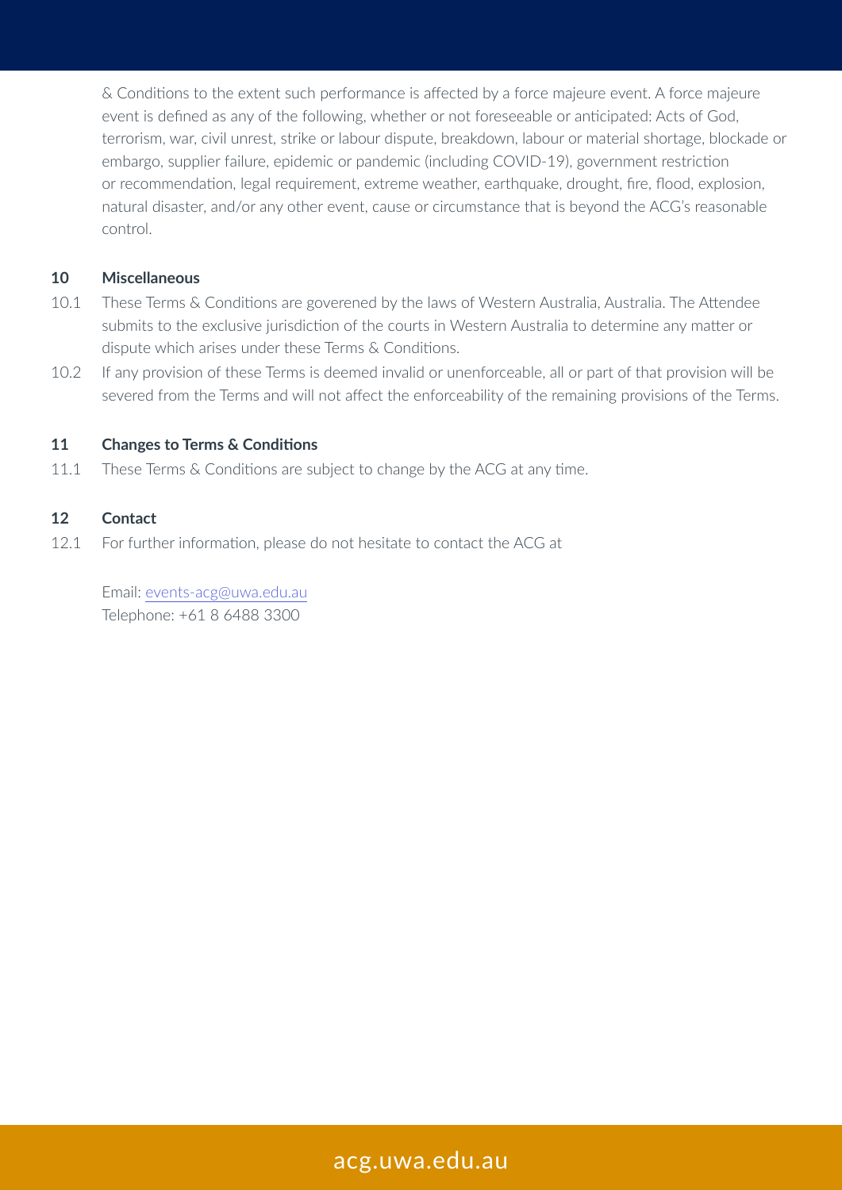& Conditions to the extent such performance is affected by a force majeure event. A force majeure event is defined as any of the following, whether or not foreseeable or anticipated: Acts of God, terrorism, war, civil unrest, strike or labour dispute, breakdown, labour or material shortage, blockade or embargo, supplier failure, epidemic or pandemic (including COVID-19), government restriction or recommendation, legal requirement, extreme weather, earthquake, drought, fire, flood, explosion, natural disaster, and/or any other event, cause or circumstance that is beyond the ACG's reasonable control.

### 10 Miscellaneous

10.1 These Terms & Conditions are goverened by the laws of Western Australia, Australia. The Attendee submits to the exclusive jurisdiction of the courts in Western Australia to determine any matter or dispute which arises under these Terms & Conditions.

10.2 If any provision of these Terms is deemed invalid or unenforceable, all or part of that provision will be severed from the Terms and will not affect the enforceability of the remaining provisions of the Terms.

### 11 Changes to Terms & Conditions

11.1 These Terms & Conditions are subject to change by the ACG at any time.

### 12 Contact

12.1 For further information, please do not hesitate to contact the ACG at

Email: events-acg@uwa.edu.au
Telephone: +61 8 6488 3300